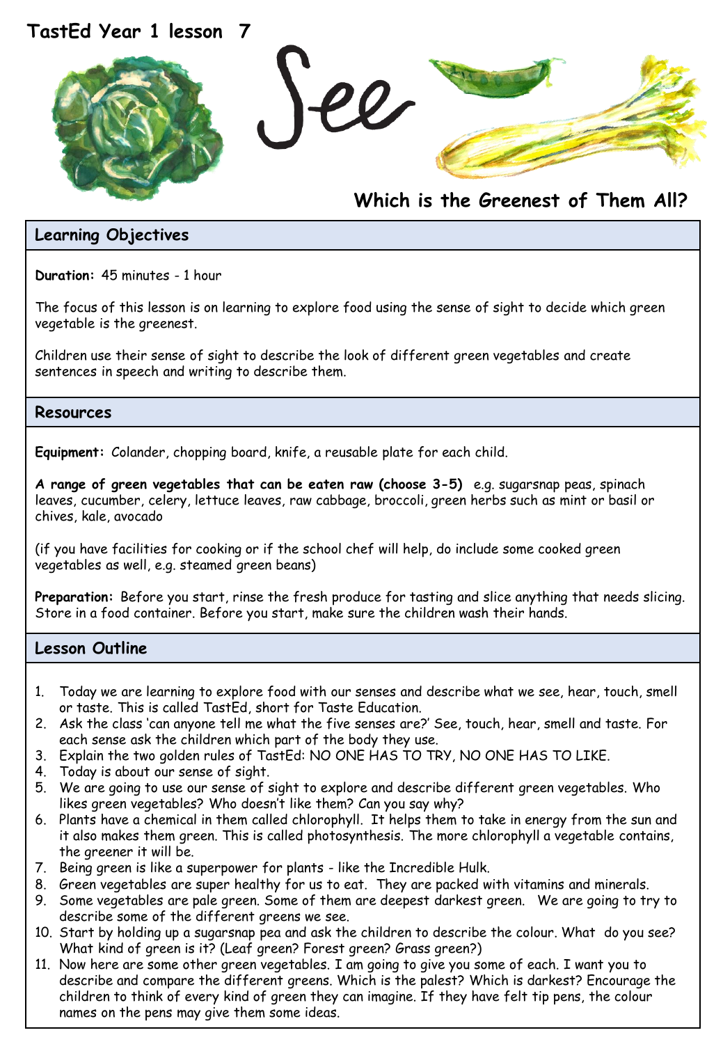# TastEd Year 1 lesson 7

## See

## Which is the Greenest of Them All?

### Learning Objectives

**Duration:** 45 minutes - 1 hour

The focus of this lesson is on learning to explore food using the sense of sight to decide which green vegetable is the greenest.

Children use their sense of sight to describe the look of different green vegetables and create sentences in speech and writing to describe them.

### Resources

**Equipment:** Colander, chopping board, knife, a reusable plate for each child.

**A range of green vegetables that can be eaten raw (choose 3-5)** e.g. sugarsnap peas, spinach leaves, cucumber, celery, lettuce leaves, raw cabbage, broccoli, green herbs such as mint or basil or chives, kale, avocado

(if you have facilities for cooking or if the school chef will help, do include some cooked green vegetables as well, e.g. steamed green beans)

**Preparation:** Before you start, rinse the fresh produce for tasting and slice anything that needs slicing. Store in a food container. Before you start, make sure the children wash their hands.

### Lesson Outline

1. Today we are learning to explore food with our senses and describe what we see, hear, touch, smell or taste. This is called TastEd, short for Taste Education.
2. Ask the class 'can anyone tell me what the five senses are?' See, touch, hear, smell and taste. For each sense ask the children which part of the body they use.
3. Explain the two golden rules of TastEd: NO ONE HAS TO TRY, NO ONE HAS TO LIKE.
4. Today is about our sense of sight.
5. We are going to use our sense of sight to explore and describe different green vegetables. Who likes green vegetables? Who doesn't like them? Can you say why?
6. Plants have a chemical in them called chlorophyll. It helps them to take in energy from the sun and it also makes them green. This is called photosynthesis. The more chlorophyll a vegetable contains, the greener it will be.
7. Being green is like a superpower for plants - like the Incredible Hulk.
8. Green vegetables are super healthy for us to eat. They are packed with vitamins and minerals.
9. Some vegetables are pale green. Some of them are deepest darkest green. We are going to try to describe some of the different greens we see.
10. Start by holding up a sugarsnap pea and ask the children to describe the colour. What do you see? What kind of green is it? (Leaf green? Forest green? Grass green?)
11. Now here are some other green vegetables. I am going to give you some of each. I want you to describe and compare the different greens. Which is the palest? Which is darkest? Encourage the children to think of every kind of green they can imagine. If they have felt tip pens, the colour names on the pens may give them some ideas.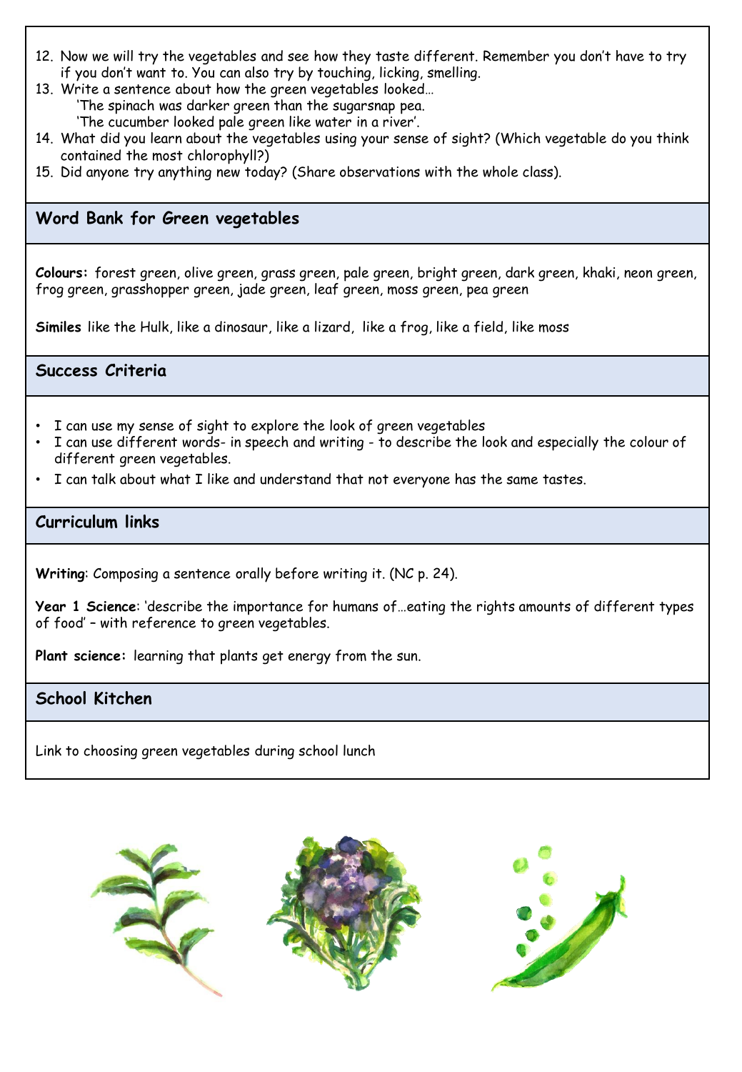12. Now we will try the vegetables and see how they taste different. Remember you don't have to try if you don't want to. You can also try by touching, licking, smelling.
13. Write a sentence about how the green vegetables looked…
    'The spinach was darker green than the sugarsnap pea.
    'The cucumber looked pale green like water in a river'.
14. What did you learn about the vegetables using your sense of sight? (Which vegetable do you think contained the most chlorophyll?)
15. Did anyone try anything new today? (Share observations with the whole class).

## Word Bank for Green vegetables

**Colours:** forest green, olive green, grass green, pale green, bright green, dark green, khaki, neon green, frog green, grasshopper green, jade green, leaf green, moss green, pea green

**Similes** like the Hulk, like a dinosaur, like a lizard, like a frog, like a field, like moss

## Success Criteria

- I can use my sense of sight to explore the look of green vegetables
- I can use different words- in speech and writing - to describe the look and especially the colour of different green vegetables.
- I can talk about what I like and understand that not everyone has the same tastes.

## Curriculum links

**Writing**: Composing a sentence orally before writing it. (NC p. 24).

**Year 1 Science**: 'describe the importance for humans of…eating the rights amounts of different types of food' – with reference to green vegetables.

**Plant science:** learning that plants get energy from the sun.

## School Kitchen

Link to choosing green vegetables during school lunch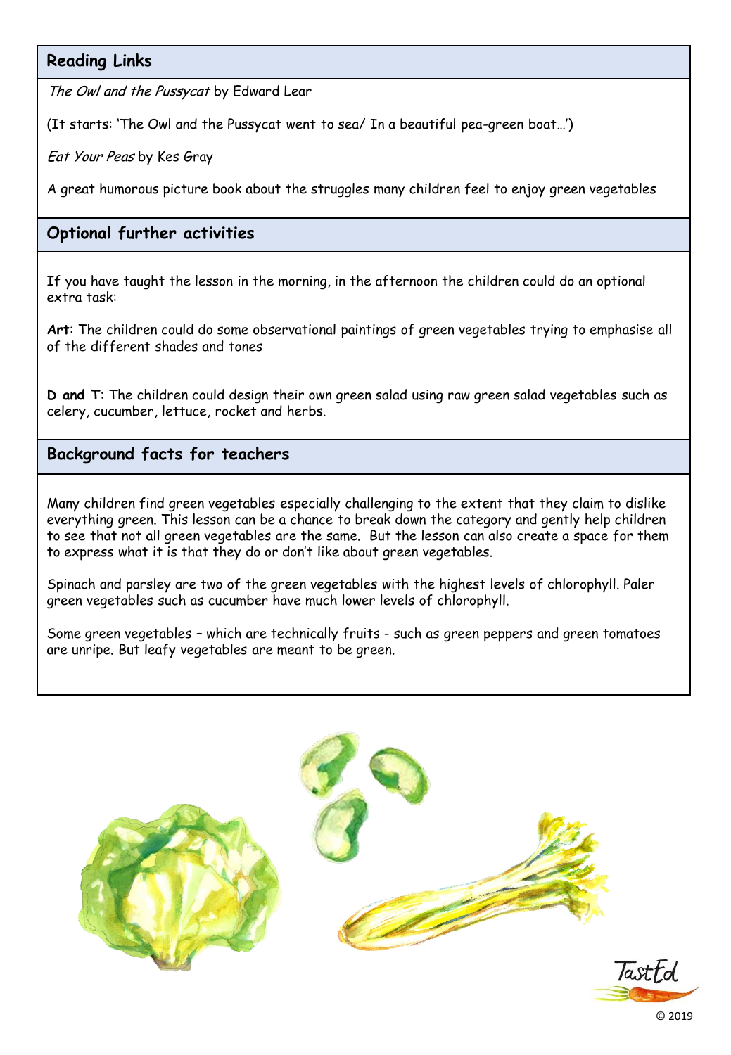## Reading Links

*The Owl and the Pussycat* by Edward Lear

(It starts: 'The Owl and the Pussycat went to sea/ In a beautiful pea-green boat…')

*Eat Your Peas* by Kes Gray

A great humorous picture book about the struggles many children feel to enjoy green vegetables

## Optional further activities

If you have taught the lesson in the morning, in the afternoon the children could do an optional extra task:

**Art**: The children could do some observational paintings of green vegetables trying to emphasise all of the different shades and tones

**D and T**: The children could design their own green salad using raw green salad vegetables such as celery, cucumber, lettuce, rocket and herbs.

## Background facts for teachers

Many children find green vegetables especially challenging to the extent that they claim to dislike everything green. This lesson can be a chance to break down the category and gently help children to see that not all green vegetables are the same. But the lesson can also create a space for them to express what it is that they do or don't like about green vegetables.

Spinach and parsley are two of the green vegetables with the highest levels of chlorophyll. Paler green vegetables such as cucumber have much lower levels of chlorophyll.

Some green vegetables – which are technically fruits - such as green peppers and green tomatoes are unripe. But leafy vegetables are meant to be green.

TastEd

© 2019